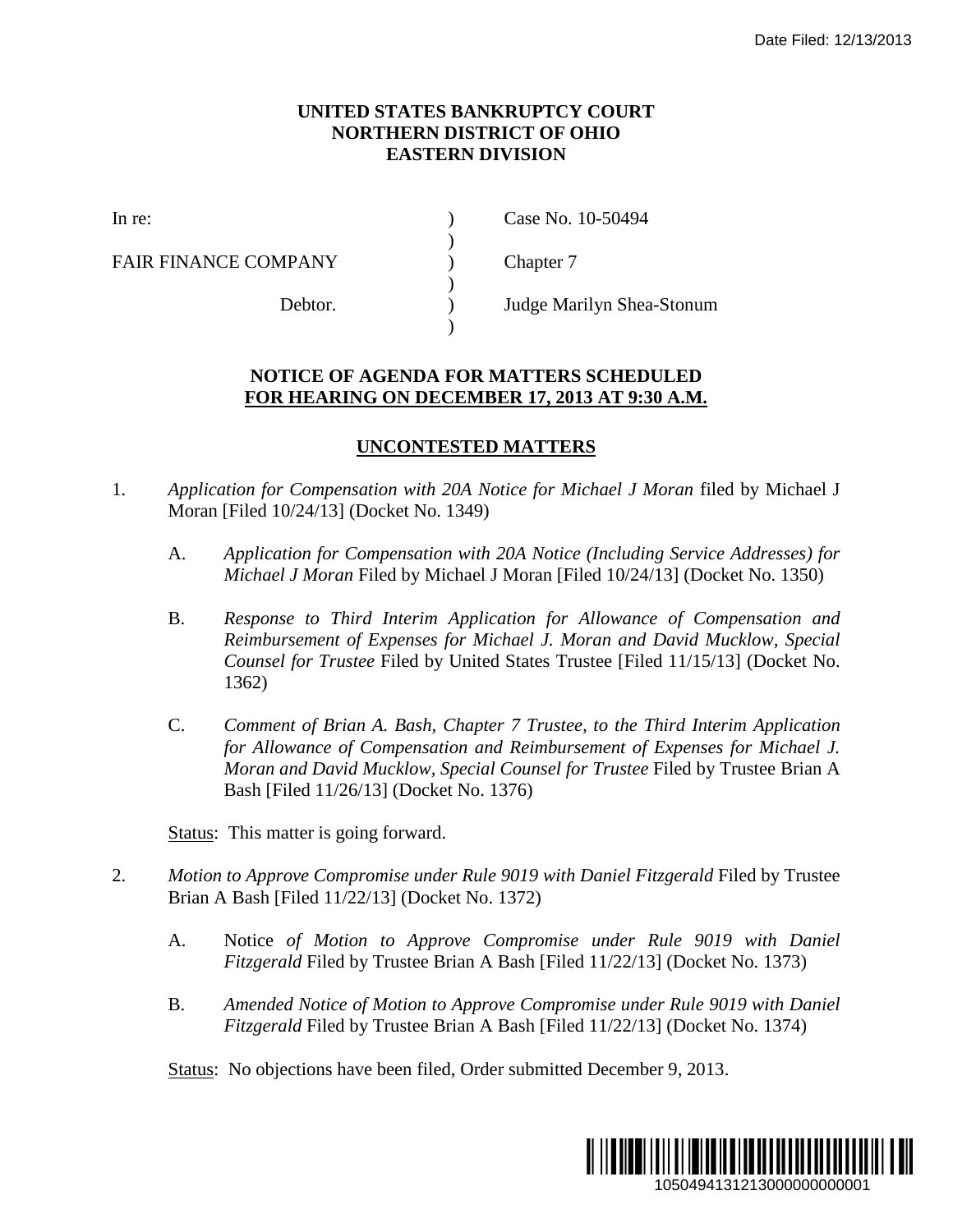Date Filed: 12/13/2013

**UNITED STATES BANKRUPTCY COURT**
**NORTHERN DISTRICT OF OHIO**
**EASTERN DIVISION**

| | | |
|---|---|---|
| In re: | ) | Case No. 10-50494 |
| | ) | |
| FAIR FINANCE COMPANY | ) | Chapter 7 |
| | ) | |
| Debtor. | ) | Judge Marilyn Shea-Stonum |
| | ) | |

**NOTICE OF AGENDA FOR MATTERS SCHEDULED**
**FOR HEARING ON DECEMBER 17, 2013 AT 9:30 A.M.**

**UNCONTESTED MATTERS**

1. *Application for Compensation with 20A Notice for Michael J Moran* filed by Michael J Moran [Filed 10/24/13] (Docket No. 1349)

   A. *Application for Compensation with 20A Notice (Including Service Addresses) for Michael J Moran* Filed by Michael J Moran [Filed 10/24/13] (Docket No. 1350)

   B. *Response to Third Interim Application for Allowance of Compensation and Reimbursement of Expenses for Michael J. Moran and David Mucklow, Special Counsel for Trustee* Filed by United States Trustee [Filed 11/15/13] (Docket No. 1362)

   C. *Comment of Brian A. Bash, Chapter 7 Trustee, to the Third Interim Application for Allowance of Compensation and Reimbursement of Expenses for Michael J. Moran and David Mucklow, Special Counsel for Trustee* Filed by Trustee Brian A Bash [Filed 11/26/13] (Docket No. 1376)

   Status: This matter is going forward.

2. *Motion to Approve Compromise under Rule 9019 with Daniel Fitzgerald* Filed by Trustee Brian A Bash [Filed 11/22/13] (Docket No. 1372)

   A. Notice *of Motion to Approve Compromise under Rule 9019 with Daniel Fitzgerald* Filed by Trustee Brian A Bash [Filed 11/22/13] (Docket No. 1373)

   B. *Amended Notice of Motion to Approve Compromise under Rule 9019 with Daniel Fitzgerald* Filed by Trustee Brian A Bash [Filed 11/22/13] (Docket No. 1374)

   Status: No objections have been filed, Order submitted December 9, 2013.

1050494131213000000000001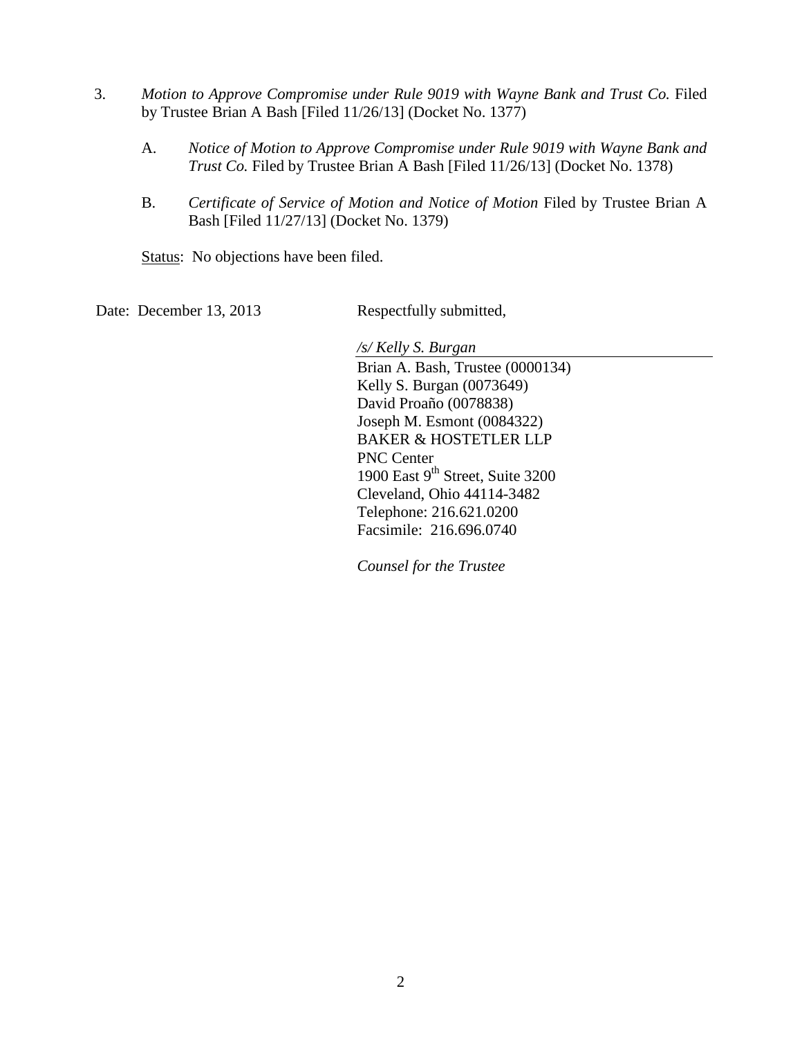3. *Motion to Approve Compromise under Rule 9019 with Wayne Bank and Trust Co.* Filed by Trustee Brian A Bash [Filed 11/26/13] (Docket No. 1377)

   A. *Notice of Motion to Approve Compromise under Rule 9019 with Wayne Bank and Trust Co.* Filed by Trustee Brian A Bash [Filed 11/26/13] (Docket No. 1378)

   B. *Certificate of Service of Motion and Notice of Motion* Filed by Trustee Brian A Bash [Filed 11/27/13] (Docket No. 1379)

   Status: No objections have been filed.

Date: December 13, 2013

Respectfully submitted,

*/s/ Kelly S. Burgan*

Brian A. Bash, Trustee (0000134)
Kelly S. Burgan (0073649)
David Proaño (0078838)
Joseph M. Esmont (0084322)
BAKER & HOSTETLER LLP
PNC Center
1900 East 9th Street, Suite 3200
Cleveland, Ohio 44114-3482
Telephone: 216.621.0200
Facsimile: 216.696.0740

*Counsel for the Trustee*